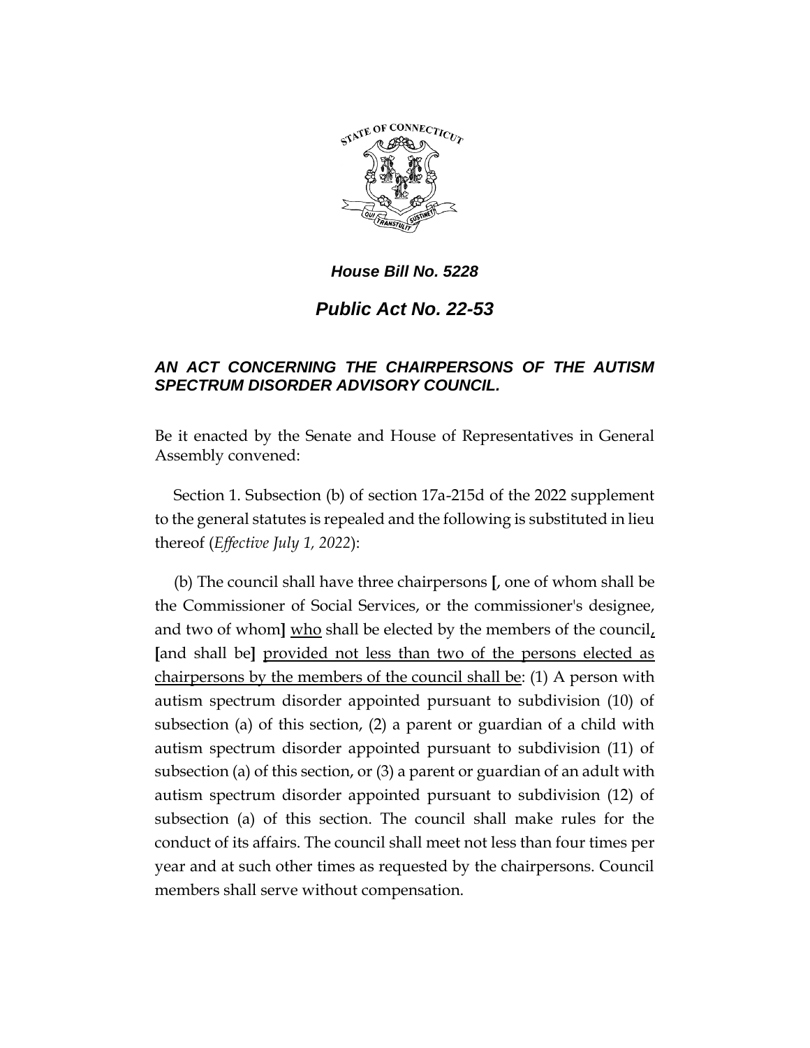***House Bill No. 5228***

# *Public Act No. 22-53*

## *AN ACT CONCERNING THE CHAIRPERSONS OF THE AUTISM SPECTRUM DISORDER ADVISORY COUNCIL.*

Be it enacted by the Senate and House of Representatives in General Assembly convened:

Section 1. Subsection (b) of section 17a-215d of the 2022 supplement to the general statutes is repealed and the following is substituted in lieu thereof (*Effective July 1, 2022*):

(b) The council shall have three chairpersons **[**, one of whom shall be the Commissioner of Social Services, or the commissioner's designee, and two of whom**]** <u>who</u> shall be elected by the members of the council<u>,</u> **[**and shall be**]** <u>provided not less than two of the persons elected as chairpersons by the members of the council shall be</u>: (1) A person with autism spectrum disorder appointed pursuant to subdivision (10) of subsection (a) of this section, (2) a parent or guardian of a child with autism spectrum disorder appointed pursuant to subdivision (11) of subsection (a) of this section, or (3) a parent or guardian of an adult with autism spectrum disorder appointed pursuant to subdivision (12) of subsection (a) of this section. The council shall make rules for the conduct of its affairs. The council shall meet not less than four times per year and at such other times as requested by the chairpersons. Council members shall serve without compensation.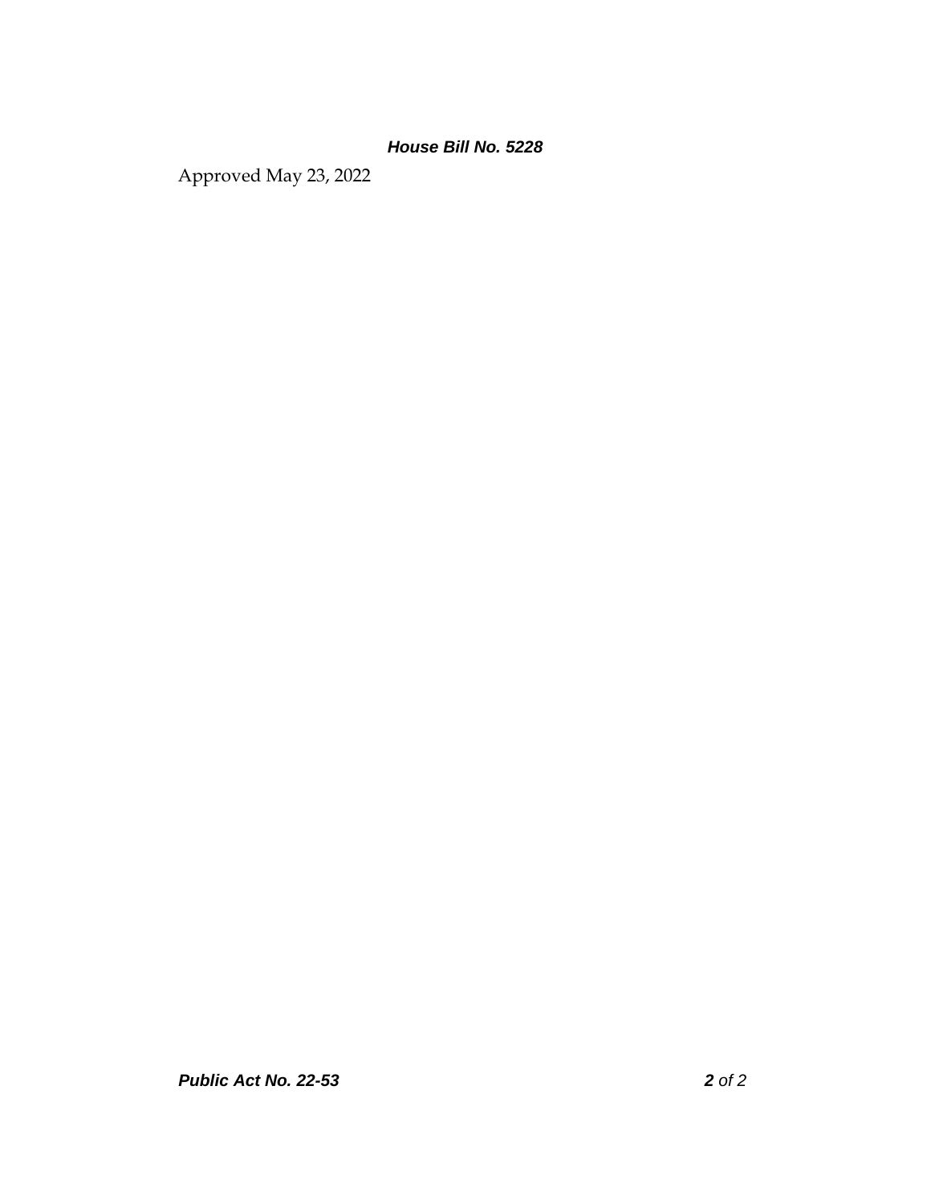***House Bill No. 5228***

Approved May 23, 2022